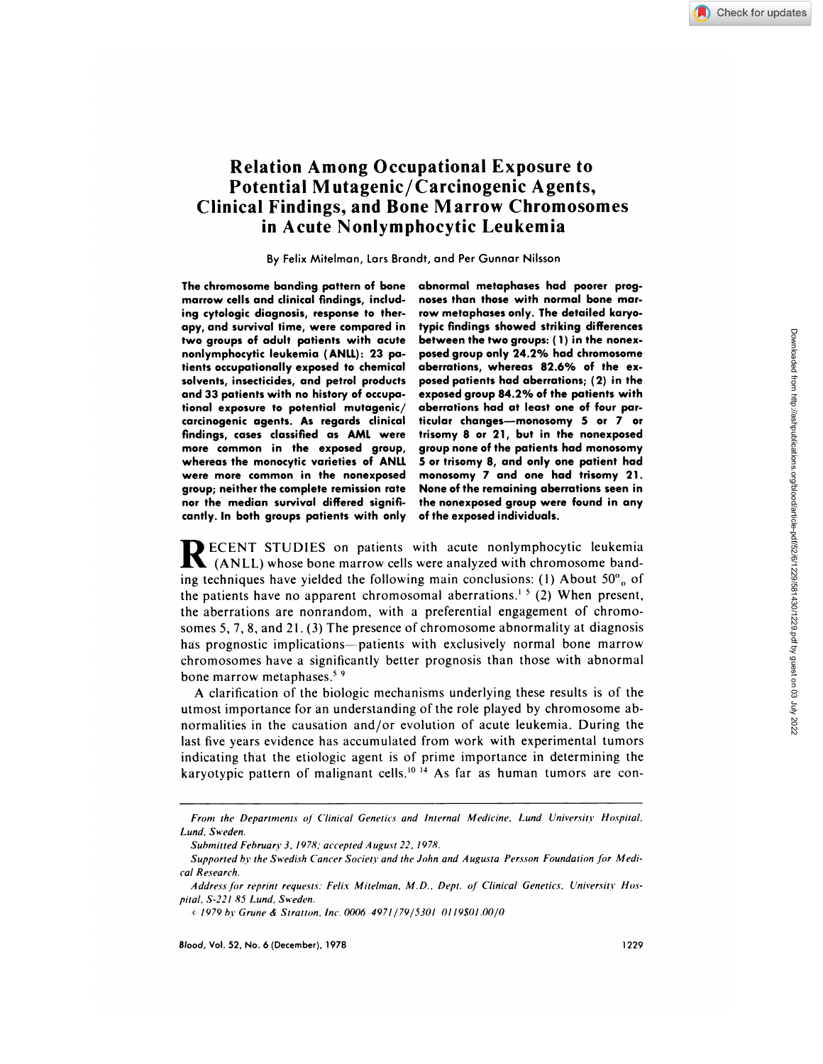# Relation Among Occupational Exposure to Potential Mutagenic/Carcinogenic Agents, Clinical Findings, and Bone Marrow Chromosomes in Acute Nonlymphocytic Leukemia

By Felix Mitelman, Lars Brandt, and Per Gunnar Nilsson

**The chromosome banding pattern of bone marrow cells and clinical findings, including cytologic diagnosis, response to therapy, and survival time, were compared in two groups of adult patients with acute nonlymphocytic leukemia (ANLL): 23 patients occupationally exposed to chemical solvents, insecticides, and petrol products and 33 patients with no history of occupational exposure to potential mutagenic/carcinogenic agents. As regards clinical findings, cases classified as AML were more common in the exposed group, whereas the monocytic varieties of ANLL were more common in the nonexposed group; neither the complete remission rate nor the median survival differed significantly. In both groups patients with only abnormal metaphases had poorer prognoses than those with normal bone marrow metaphases only. The detailed karyotypic findings showed striking differences between the two groups: (1) in the nonexposed group only 24.2% had chromosome aberrations, whereas 82.6% of the exposed patients had aberrations; (2) in the exposed group 84.2% of the patients with aberrations had at least one of four particular changes—monosomy 5 or 7 or trisomy 8 or 21, but in the nonexposed group none of the patients had monosomy 5 or trisomy 8, and only one patient had monosomy 7 and one had trisomy 21. None of the remaining aberrations seen in the nonexposed group were found in any of the exposed individuals.**

RECENT STUDIES on patients with acute nonlymphocytic leukemia (ANLL) whose bone marrow cells were analyzed with chromosome banding techniques have yielded the following main conclusions: (1) About 50% of the patients have no apparent chromosomal aberrations.[1-5] (2) When present, the aberrations are nonrandom, with a preferential engagement of chromosomes 5, 7, 8, and 21. (3) The presence of chromosome abnormality at diagnosis has prognostic implications—patients with exclusively normal bone marrow chromosomes have a significantly better prognosis than those with abnormal bone marrow metaphases.[5-9]

A clarification of the biologic mechanisms underlying these results is of the utmost importance for an understanding of the role played by chromosome abnormalities in the causation and/or evolution of acute leukemia. During the last five years evidence has accumulated from work with experimental tumors indicating that the etiologic agent is of prime importance in determining the karyotypic pattern of malignant cells.[10-14] As far as human tumors are con-

*From the Departments of Clinical Genetics and Internal Medicine, Lund University Hospital, Lund, Sweden.*

*Submitted February 3, 1978; accepted August 22, 1978.*

*Supported by the Swedish Cancer Society and the John and Augusta Persson Foundation for Medical Research.*

*Address for reprint requests: Felix Mitelman, M.D., Dept. of Clinical Genetics, University Hospital, S-221 85 Lund, Sweden.*

*© 1979 by Grune & Stratton, Inc. 0006-4971/79/5301-0119$01.00/0*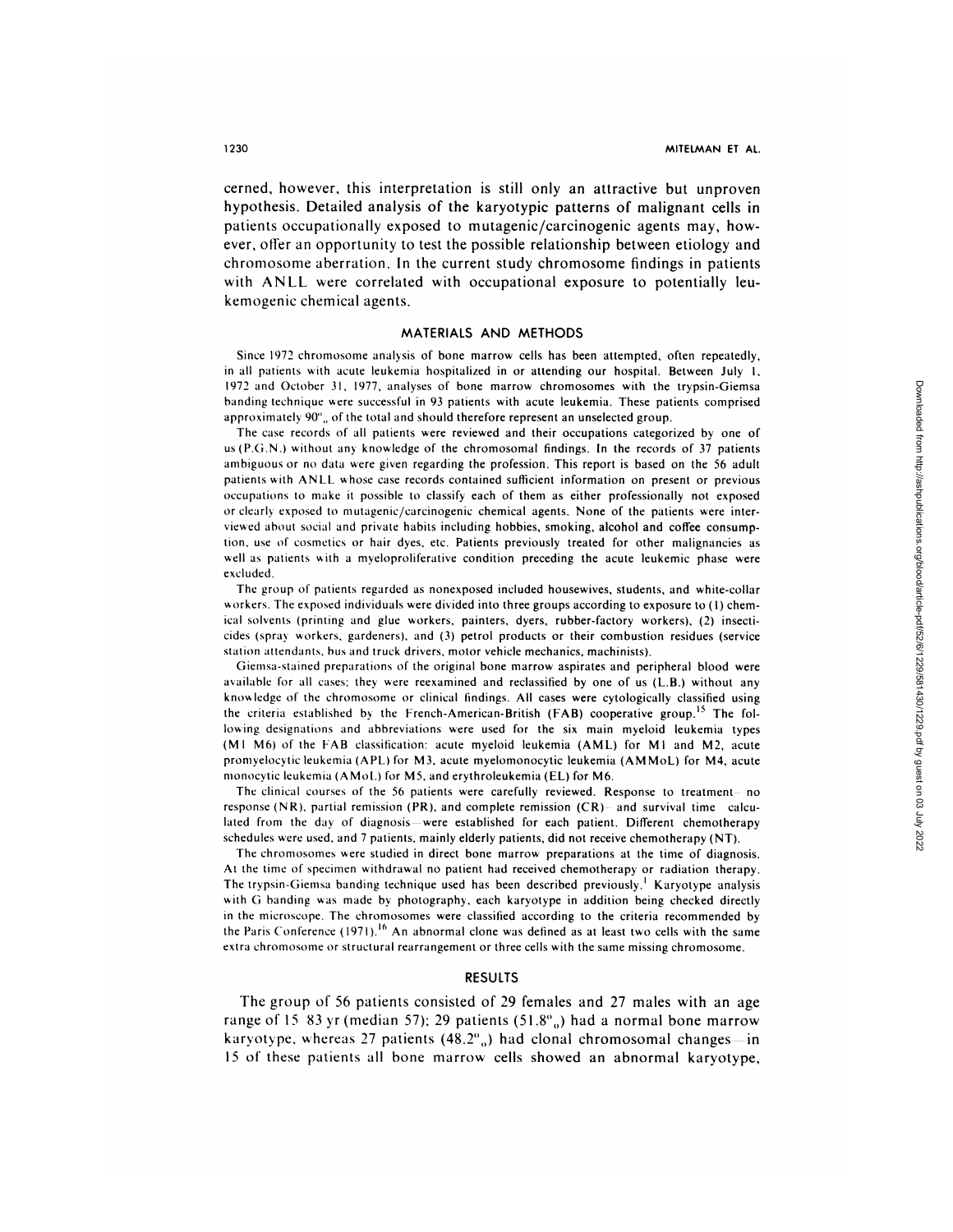cerned, however, this interpretation is still only an attractive but unproven hypothesis. Detailed analysis of the karyotypic patterns of malignant cells in patients occupationally exposed to mutagenic/carcinogenic agents may, however, offer an opportunity to test the possible relationship between etiology and chromosome aberration. In the current study chromosome findings in patients with ANLL were correlated with occupational exposure to potentially leukemogenic chemical agents.

## MATERIALS AND METHODS

Since 1972 chromosome analysis of bone marrow cells has been attempted, often repeatedly, in all patients with acute leukemia hospitalized in or attending our hospital. Between July 1, 1972 and October 31, 1977, analyses of bone marrow chromosomes with the trypsin-Giemsa banding technique were successful in 93 patients with acute leukemia. These patients comprised approximately 90% of the total and should therefore represent an unselected group.

The case records of all patients were reviewed and their occupations categorized by one of us (P.G.N.) without any knowledge of the chromosomal findings. In the records of 37 patients ambiguous or no data were given regarding the profession. This report is based on the 56 adult patients with ANLL whose case records contained sufficient information on present or previous occupations to make it possible to classify each of them as either professionally not exposed or clearly exposed to mutagenic/carcinogenic chemical agents. None of the patients were interviewed about social and private habits including hobbies, smoking, alcohol and coffee consumption, use of cosmetics or hair dyes, etc. Patients previously treated for other malignancies as well as patients with a myeloproliferative condition preceding the acute leukemic phase were excluded.

The group of patients regarded as nonexposed included housewives, students, and white-collar workers. The exposed individuals were divided into three groups according to exposure to (1) chemical solvents (printing and glue workers, painters, dyers, rubber-factory workers), (2) insecticides (spray workers, gardeners), and (3) petrol products or their combustion residues (service station attendants, bus and truck drivers, motor vehicle mechanics, machinists).

Giemsa-stained preparations of the original bone marrow aspirates and peripheral blood were available for all cases; they were reexamined and reclassified by one of us (L.B.) without any knowledge of the chromosome or clinical findings. All cases were cytologically classified using the criteria established by the French-American-British (FAB) cooperative group.[15] The following designations and abbreviations were used for the six main myeloid leukemia types (M1–M6) of the FAB classification: acute myeloid leukemia (AML) for M1 and M2, acute promyelocytic leukemia (APL) for M3, acute myelomonocytic leukemia (AMMoL) for M4, acute monocytic leukemia (AMoL) for M5, and erythroleukemia (EL) for M6.

The clinical courses of the 56 patients were carefully reviewed. Response to treatment—no response (NR), partial remission (PR), and complete remission (CR)—and survival time—calculated from the day of diagnosis—were established for each patient. Different chemotherapy schedules were used, and 7 patients, mainly elderly patients, did not receive chemotherapy (NT).

The chromosomes were studied in direct bone marrow preparations at the time of diagnosis. At the time of specimen withdrawal no patient had received chemotherapy or radiation therapy. The trypsin-Giemsa banding technique used has been described previously.[1] Karyotype analysis with G banding was made by photography, each karyotype in addition being checked directly in the microscope. The chromosomes were classified according to the criteria recommended by the Paris Conference (1971).[16] An abnormal clone was defined as at least two cells with the same extra chromosome or structural rearrangement or three cells with the same missing chromosome.

## RESULTS

The group of 56 patients consisted of 29 females and 27 males with an age range of 15–83 yr (median 57); 29 patients (51.8%) had a normal bone marrow karyotype, whereas 27 patients (48.2%) had clonal chromosomal changes—in 15 of these patients all bone marrow cells showed an abnormal karyotype,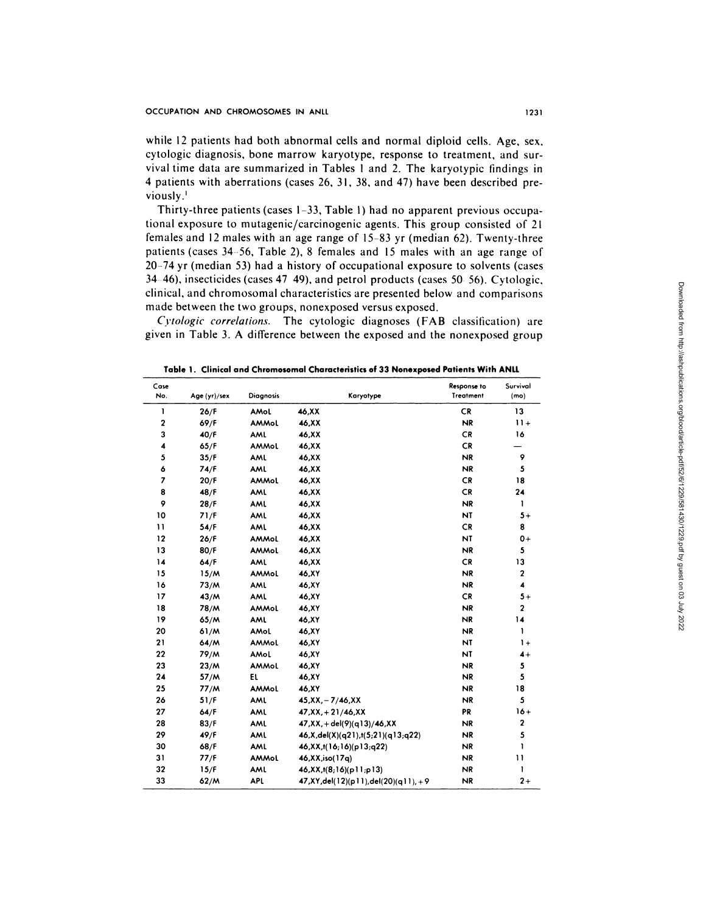while 12 patients had both abnormal cells and normal diploid cells. Age, sex, cytologic diagnosis, bone marrow karyotype, response to treatment, and survival time data are summarized in Tables 1 and 2. The karyotypic findings in 4 patients with aberrations (cases 26, 31, 38, and 47) have been described previously.[1]

Thirty-three patients (cases 1–33, Table 1) had no apparent previous occupational exposure to mutagenic/carcinogenic agents. This group consisted of 21 females and 12 males with an age range of 15–83 yr (median 62). Twenty-three patients (cases 34–56, Table 2), 8 females and 15 males with an age range of 20–74 yr (median 53) had a history of occupational exposure to solvents (cases 34–46), insecticides (cases 47–49), and petrol products (cases 50–56). Cytologic, clinical, and chromosomal characteristics are presented below and comparisons made between the two groups, nonexposed versus exposed.

*Cytologic correlations.* The cytologic diagnoses (FAB classification) are given in Table 3. A difference between the exposed and the nonexposed group

**Table 1. Clinical and Chromosomal Characteristics of 33 Nonexposed Patients With ANLL**

| Case No. | Age (yr)/sex | Diagnosis | Karyotype | Response to Treatment | Survival (mo) |
|---|---|---|---|---|---|
| 1 | 26/F | AMoL | 46,XX | CR | 13 |
| 2 | 69/F | AMMoL | 46,XX | NR | 11+ |
| 3 | 40/F | AML | 46,XX | CR | 16 |
| 4 | 65/F | AMMoL | 46,XX | CR | — |
| 5 | 35/F | AML | 46,XX | NR | 9 |
| 6 | 74/F | AML | 46,XX | NR | 5 |
| 7 | 20/F | AMMoL | 46,XX | CR | 18 |
| 8 | 48/F | AML | 46,XX | CR | 24 |
| 9 | 28/F | AML | 46,XX | NR | 1 |
| 10 | 71/F | AML | 46,XX | NT | 5+ |
| 11 | 54/F | AML | 46,XX | CR | 8 |
| 12 | 26/F | AMMoL | 46,XX | NT | 0+ |
| 13 | 80/F | AMMoL | 46,XX | NR | 5 |
| 14 | 64/F | AML | 46,XX | CR | 13 |
| 15 | 15/M | AMMoL | 46,XY | NR | 2 |
| 16 | 73/M | AML | 46,XY | NR | 4 |
| 17 | 43/M | AML | 46,XY | CR | 5+ |
| 18 | 78/M | AMMoL | 46,XY | NR | 2 |
| 19 | 65/M | AML | 46,XY | NR | 14 |
| 20 | 61/M | AMoL | 46,XY | NR | 1 |
| 21 | 64/M | AMMoL | 46,XY | NT | 1+ |
| 22 | 79/M | AMoL | 46,XY | NT | 4+ |
| 23 | 23/M | AMMoL | 46,XY | NR | 5 |
| 24 | 57/M | EL | 46,XY | NR | 5 |
| 25 | 77/M | AMMoL | 46,XY | NR | 18 |
| 26 | 51/F | AML | 45,XX,−7/46,XX | NR | 5 |
| 27 | 64/F | AML | 47,XX,+21/46,XX | PR | 16+ |
| 28 | 83/F | AML | 47,XX,+del(9)(q13)/46,XX | NR | 2 |
| 29 | 49/F | AML | 46,X,del(X)(q21),t(5;21)(q13;q22) | NR | 5 |
| 30 | 68/F | AML | 46,XX,t(16;16)(p13;q22) | NR | 1 |
| 31 | 77/F | AMMoL | 46,XX,iso(17q) | NR | 11 |
| 32 | 15/F | AML | 46,XX,t(8;16)(p11;p13) | NR | 1 |
| 33 | 62/M | APL | 47,XY,del(12)(p11),del(20)(q11),+9 | NR | 2+ |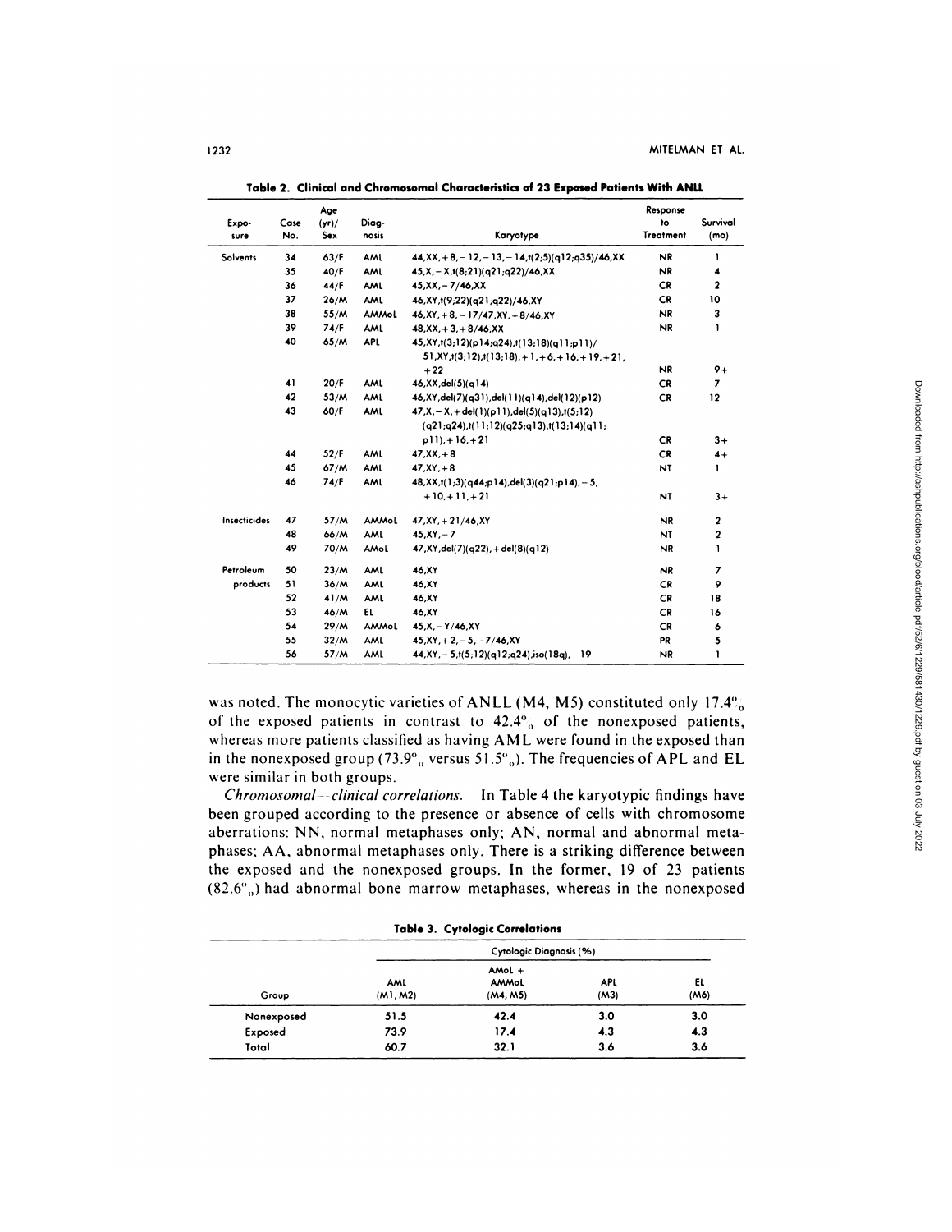**Table 2. Clinical and Chromosomal Characteristics of 23 Exposed Patients With ANLL**

| Exposure | Case No. | Age (yr)/ Sex | Diagnosis | Karyotype | Response to Treatment | Survival (mo) |
|---|---|---|---|---|---|---|
| Solvents | 34 | 63/F | AML | 44,XX,+8,−12,−13,−14,t(2;5)(q12;q35)/46,XX | NR | 1 |
| | 35 | 40/F | AML | 45,X,−X,t(8;21)(q21;q22)/46,XX | NR | 4 |
| | 36 | 44/F | AML | 45,XX,−7/46,XX | CR | 2 |
| | 37 | 26/M | AML | 46,XY,t(9;22)(q21;q22)/46,XY | CR | 10 |
| | 38 | 55/M | AMMoL | 46,XY,+8,−17/47,XY,+8/46,XY | NR | 3 |
| | 39 | 74/F | AML | 48,XX,+3,+8/46,XX | NR | 1 |
| | 40 | 65/M | APL | 45,XY,t(3;12)(p14;q24),t(13;18)(q11;p11)/ 51,XY,t(3;12),t(13;18),+1,+6,+16,+19,+21, +22 | NR | 9+ |
| | 41 | 20/F | AML | 46,XX,del(5)(q14) | CR | 7 |
| | 42 | 53/M | AML | 46,XY,del(7)(q31),del(11)(q14),del(12)(p12) | CR | 12 |
| | 43 | 60/F | AML | 47,X,−X,+del(1)(p11),del(5)(q13),t(5;12) (q21;q24),t(11;12)(q25;q13),t(13;14)(q11; p11),+16,+21 | CR | 3+ |
| | 44 | 52/F | AML | 47,XX,+8 | CR | 4+ |
| | 45 | 67/M | AML | 47,XY,+8 | NT | 1 |
| | 46 | 74/F | AML | 48,XX,t(1;3)(q44;p14),del(3)(q21;p14),−5, +10,+11,+21 | NT | 3+ |
| Insecticides | 47 | 57/M | AMMoL | 47,XY,+21/46,XY | NR | 2 |
| | 48 | 66/M | AML | 45,XY,−7 | NT | 2 |
| | 49 | 70/M | AMoL | 47,XY,del(7)(q22),+del(8)(q12) | NR | 1 |
| Petroleum products | 50 | 23/M | AML | 46,XY | NR | 7 |
| | 51 | 36/M | AML | 46,XY | CR | 9 |
| | 52 | 41/M | AML | 46,XY | CR | 18 |
| | 53 | 46/M | EL | 46,XY | CR | 16 |
| | 54 | 29/M | AMMoL | 45,X,−Y/46,XY | CR | 6 |
| | 55 | 32/M | AML | 45,XY,+2,−5,−7/46,XY | PR | 5 |
| | 56 | 57/M | AML | 44,XY,−5,t(5;12)(q12;q24),iso(18q),−19 | NR | 1 |

was noted. The monocytic varieties of ANLL (M4, M5) constituted only 17.4% of the exposed patients in contrast to 42.4% of the nonexposed patients, whereas more patients classified as having AML were found in the exposed than in the nonexposed group (73.9% versus 51.5%). The frequencies of APL and EL were similar in both groups.

*Chromosomal–clinical correlations.* In Table 4 the karyotypic findings have been grouped according to the presence or absence of cells with chromosome aberrations: NN, normal metaphases only; AN, normal and abnormal metaphases; AA, abnormal metaphases only. There is a striking difference between the exposed and the nonexposed groups. In the former, 19 of 23 patients (82.6%) had abnormal bone marrow metaphases, whereas in the nonexposed

**Table 3. Cytologic Correlations**

| Group | Cytologic Diagnosis (%) | | | |
|---|---|---|---|---|
| | AML (M1, M2) | AMoL + AMMoL (M4, M5) | APL (M3) | EL (M6) |
| Nonexposed | 51.5 | 42.4 | 3.0 | 3.0 |
| Exposed | 73.9 | 17.4 | 4.3 | 4.3 |
| Total | 60.7 | 32.1 | 3.6 | 3.6 |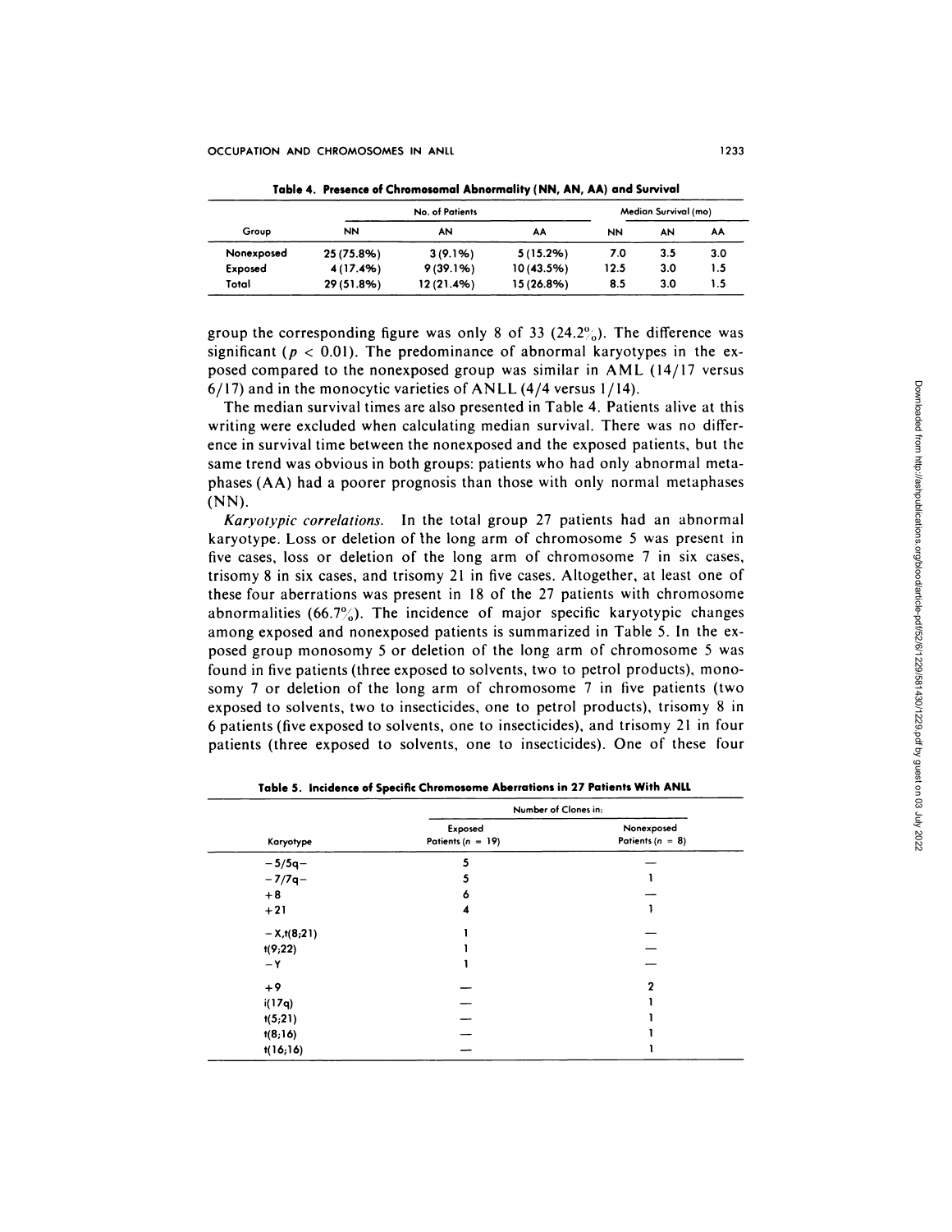**Table 4. Presence of Chromosomal Abnormality (NN, AN, AA) and Survival**

| Group | No. of Patients | | | Median Survival (mo) | | |
|---|---|---|---|---|---|---|
| | NN | AN | AA | NN | AN | AA |
| Nonexposed | 25 (75.8%) | 3 (9.1%) | 5 (15.2%) | 7.0 | 3.5 | 3.0 |
| Exposed | 4 (17.4%) | 9 (39.1%) | 10 (43.5%) | 12.5 | 3.0 | 1.5 |
| Total | 29 (51.8%) | 12 (21.4%) | 15 (26.8%) | 8.5 | 3.0 | 1.5 |

group the corresponding figure was only 8 of 33 (24.2%). The difference was significant ($p < 0.01$). The predominance of abnormal karyotypes in the exposed compared to the nonexposed group was similar in AML (14/17 versus 6/17) and in the monocytic varieties of ANLL (4/4 versus 1/14).

The median survival times are also presented in Table 4. Patients alive at this writing were excluded when calculating median survival. There was no difference in survival time between the nonexposed and the exposed patients, but the same trend was obvious in both groups: patients who had only abnormal metaphases (AA) had a poorer prognosis than those with only normal metaphases (NN).

*Karyotypic correlations.* In the total group 27 patients had an abnormal karyotype. Loss or deletion of the long arm of chromosome 5 was present in five cases, loss or deletion of the long arm of chromosome 7 in six cases, trisomy 8 in six cases, and trisomy 21 in five cases. Altogether, at least one of these four aberrations was present in 18 of the 27 patients with chromosome abnormalities (66.7%). The incidence of major specific karyotypic changes among exposed and nonexposed patients is summarized in Table 5. In the exposed group monosomy 5 or deletion of the long arm of chromosome 5 was found in five patients (three exposed to solvents, two to petrol products), monosomy 7 or deletion of the long arm of chromosome 7 in five patients (two exposed to solvents, two to insecticides, one to petrol products), trisomy 8 in 6 patients (five exposed to solvents, one to insecticides), and trisomy 21 in four patients (three exposed to solvents, one to insecticides). One of these four

**Table 5. Incidence of Specific Chromosome Aberrations in 27 Patients With ANLL**

| Karyotype | Number of Clones in: | |
|---|---|---|
| | Exposed Patients ($n = 19$) | Nonexposed Patients ($n = 8$) |
| −5/5q− | 5 | — |
| −7/7q− | 5 | 1 |
| +8 | 6 | — |
| +21 | 4 | 1 |
| −X,t(8;21) | 1 | — |
| t(9;22) | 1 | — |
| −Y | 1 | — |
| +9 | — | 2 |
| i(17q) | — | 1 |
| t(5;21) | — | 1 |
| t(8;16) | — | 1 |
| t(16;16) | — | 1 |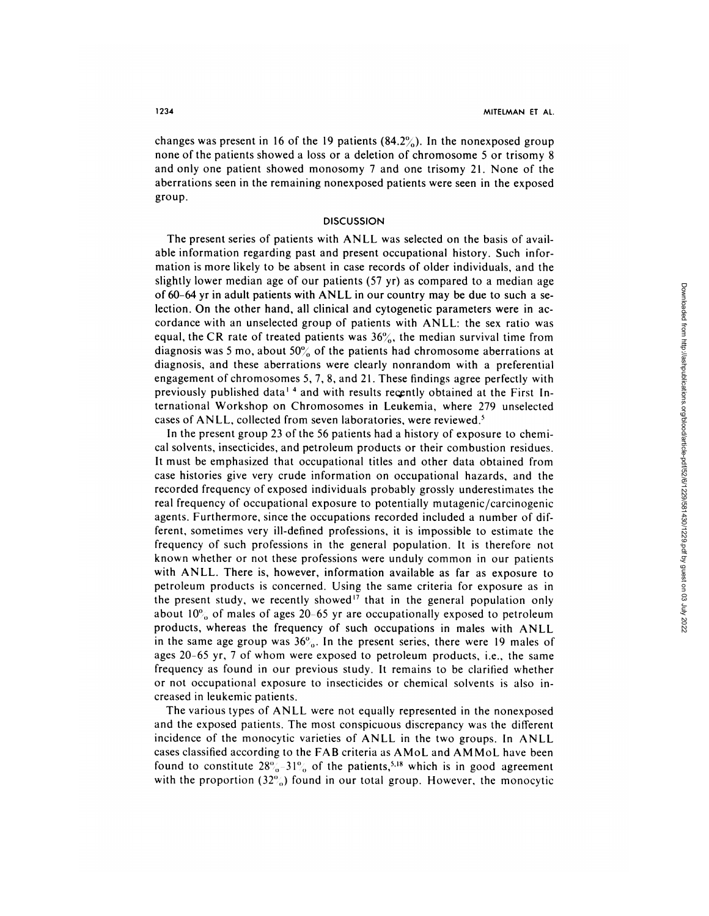changes was present in 16 of the 19 patients (84.2%). In the nonexposed group none of the patients showed a loss or a deletion of chromosome 5 or trisomy 8 and only one patient showed monosomy 7 and one trisomy 21. None of the aberrations seen in the remaining nonexposed patients were seen in the exposed group.

## DISCUSSION

The present series of patients with ANLL was selected on the basis of available information regarding past and present occupational history. Such information is more likely to be absent in case records of older individuals, and the slightly lower median age of our patients (57 yr) as compared to a median age of 60–64 yr in adult patients with ANLL in our country may be due to such a selection. On the other hand, all clinical and cytogenetic parameters were in accordance with an unselected group of patients with ANLL: the sex ratio was equal, the CR rate of treated patients was 36%, the median survival time from diagnosis was 5 mo, about 50% of the patients had chromosome aberrations at diagnosis, and these aberrations were clearly nonrandom with a preferential engagement of chromosomes 5, 7, 8, and 21. These findings agree perfectly with previously published data[1-4] and with results recently obtained at the First International Workshop on Chromosomes in Leukemia, where 279 unselected cases of ANLL, collected from seven laboratories, were reviewed.[5]

In the present group 23 of the 56 patients had a history of exposure to chemical solvents, insecticides, and petroleum products or their combustion residues. It must be emphasized that occupational titles and other data obtained from case histories give very crude information on occupational hazards, and the recorded frequency of exposed individuals probably grossly underestimates the real frequency of occupational exposure to potentially mutagenic/carcinogenic agents. Furthermore, since the occupations recorded included a number of different, sometimes very ill-defined professions, it is impossible to estimate the frequency of such professions in the general population. It is therefore not known whether or not these professions were unduly common in our patients with ANLL. There is, however, information available as far as exposure to petroleum products is concerned. Using the same criteria for exposure as in the present study, we recently showed[17] that in the general population only about 10% of males of ages 20–65 yr are occupationally exposed to petroleum products, whereas the frequency of such occupations in males with ANLL in the same age group was 36%. In the present series, there were 19 males of ages 20–65 yr, 7 of whom were exposed to petroleum products, i.e., the same frequency as found in our previous study. It remains to be clarified whether or not occupational exposure to insecticides or chemical solvents is also increased in leukemic patients.

The various types of ANLL were not equally represented in the nonexposed and the exposed patients. The most conspicuous discrepancy was the different incidence of the monocytic varieties of ANLL in the two groups. In ANLL cases classified according to the FAB criteria as AMoL and AMMoL have been found to constitute 28%–31% of the patients,[5,18] which is in good agreement with the proportion (32%) found in our total group. However, the monocytic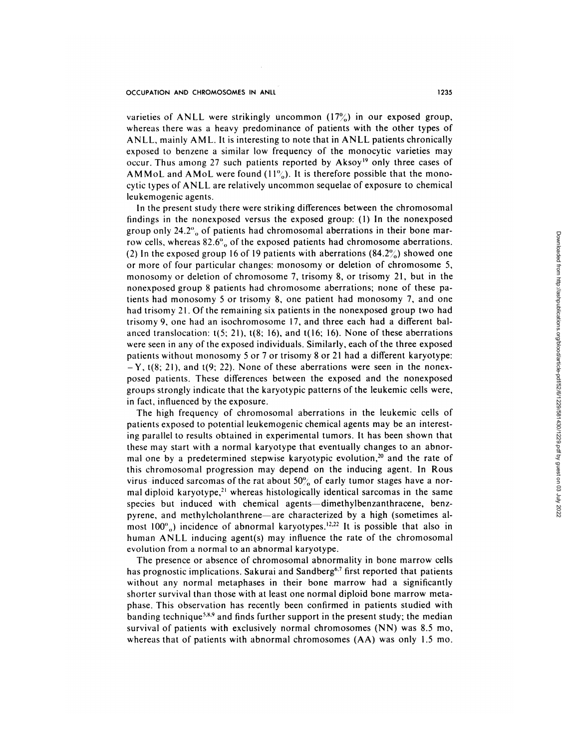varieties of ANLL were strikingly uncommon (17%) in our exposed group, whereas there was a heavy predominance of patients with the other types of ANLL, mainly AML. It is interesting to note that in ANLL patients chronically exposed to benzene a similar low frequency of the monocytic varieties may occur. Thus among 27 such patients reported by Aksoy[19] only three cases of AMMoL and AMoL were found (11%). It is therefore possible that the monocytic types of ANLL are relatively uncommon sequelae of exposure to chemical leukemogenic agents.

In the present study there were striking differences between the chromosomal findings in the nonexposed versus the exposed group: (1) In the nonexposed group only 24.2% of patients had chromosomal aberrations in their bone marrow cells, whereas 82.6% of the exposed patients had chromosome aberrations. (2) In the exposed group 16 of 19 patients with aberrations (84.2%) showed one or more of four particular changes: monosomy or deletion of chromosome 5, monosomy or deletion of chromosome 7, trisomy 8, or trisomy 21, but in the nonexposed group 8 patients had chromosome aberrations; none of these patients had monosomy 5 or trisomy 8, one patient had monosomy 7, and one had trisomy 21. Of the remaining six patients in the nonexposed group two had trisomy 9, one had an isochromosome 17, and three each had a different balanced translocation: t(5; 21), t(8; 16), and t(16; 16). None of these aberrations were seen in any of the exposed individuals. Similarly, each of the three exposed patients without monosomy 5 or 7 or trisomy 8 or 21 had a different karyotype: −Y, t(8; 21), and t(9; 22). None of these aberrations were seen in the nonexposed patients. These differences between the exposed and the nonexposed groups strongly indicate that the karyotypic patterns of the leukemic cells were, in fact, influenced by the exposure.

The high frequency of chromosomal aberrations in the leukemic cells of patients exposed to potential leukemogenic chemical agents may be an interesting parallel to results obtained in experimental tumors. It has been shown that these may start with a normal karyotype that eventually changes to an abnormal one by a predetermined stepwise karyotypic evolution,[20] and the rate of this chromosomal progression may depend on the inducing agent. In Rous virus-induced sarcomas of the rat about 50% of early tumor stages have a normal diploid karyotype,[21] whereas histologically identical sarcomas in the same species but induced with chemical agents—dimethylbenzanthracene, benzpyrene, and methylcholanthrene—are characterized by a high (sometimes almost 100%) incidence of abnormal karyotypes.[12,22] It is possible that also in human ANLL inducing agent(s) may influence the rate of the chromosomal evolution from a normal to an abnormal karyotype.

The presence or absence of chromosomal abnormality in bone marrow cells has prognostic implications. Sakurai and Sandberg[6,7] first reported that patients without any normal metaphases in their bone marrow had a significantly shorter survival than those with at least one normal diploid bone marrow metaphase. This observation has recently been confirmed in patients studied with banding technique[5,8,9] and finds further support in the present study; the median survival of patients with exclusively normal chromosomes (NN) was 8.5 mo, whereas that of patients with abnormal chromosomes (AA) was only 1.5 mo.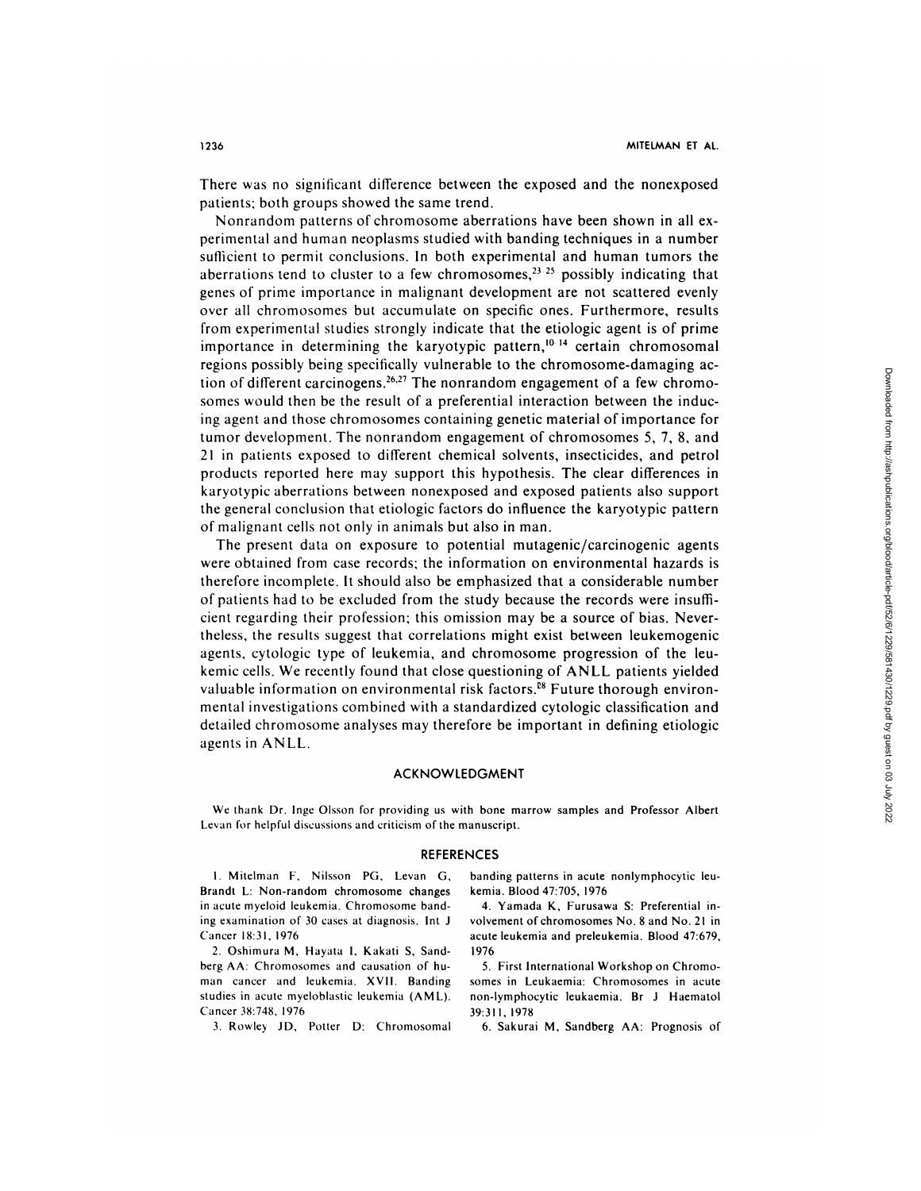There was no significant difference between the exposed and the nonexposed patients; both groups showed the same trend.

Nonrandom patterns of chromosome aberrations have been shown in all experimental and human neoplasms studied with banding techniques in a number sufficient to permit conclusions. In both experimental and human tumors the aberrations tend to cluster to a few chromosomes,[23-25] possibly indicating that genes of prime importance in malignant development are not scattered evenly over all chromosomes but accumulate on specific ones. Furthermore, results from experimental studies strongly indicate that the etiologic agent is of prime importance in determining the karyotypic pattern,[10-14] certain chromosomal regions possibly being specifically vulnerable to the chromosome-damaging action of different carcinogens.[26,27] The nonrandom engagement of a few chromosomes would then be the result of a preferential interaction between the inducing agent and those chromosomes containing genetic material of importance for tumor development. The nonrandom engagement of chromosomes 5, 7, 8, and 21 in patients exposed to different chemical solvents, insecticides, and petrol products reported here may support this hypothesis. The clear differences in karyotypic aberrations between nonexposed and exposed patients also support the general conclusion that etiologic factors do influence the karyotypic pattern of malignant cells not only in animals but also in man.

The present data on exposure to potential mutagenic/carcinogenic agents were obtained from case records; the information on environmental hazards is therefore incomplete. It should also be emphasized that a considerable number of patients had to be excluded from the study because the records were insufficient regarding their profession; this omission may be a source of bias. Nevertheless, the results suggest that correlations might exist between leukemogenic agents, cytologic type of leukemia, and chromosome progression of the leukemic cells. We recently found that close questioning of ANLL patients yielded valuable information on environmental risk factors.[28] Future thorough environmental investigations combined with a standardized cytologic classification and detailed chromosome analyses may therefore be important in defining etiologic agents in ANLL.

## ACKNOWLEDGMENT

We thank Dr. Inge Olsson for providing us with bone marrow samples and Professor Albert Levan for helpful discussions and criticism of the manuscript.

## REFERENCES

1. Mitelman F, Nilsson PG, Levan G, Brandt L: Non-random chromosome changes in acute myeloid leukemia. Chromosome banding examination of 30 cases at diagnosis. Int J Cancer 18:31, 1976

2. Oshimura M, Hayata I, Kakati S, Sandberg AA: Chromosomes and causation of human cancer and leukemia. XVII. Banding studies in acute myeloblastic leukemia (AML). Cancer 38:748, 1976

3. Rowley JD, Potter D: Chromosomal banding patterns in acute nonlymphocytic leukemia. Blood 47:705, 1976

4. Yamada K, Furusawa S: Preferential involvement of chromosomes No. 8 and No. 21 in acute leukemia and preleukemia. Blood 47:679, 1976

5. First International Workshop on Chromosomes in Leukaemia: Chromosomes in acute non-lymphocytic leukaemia. Br J Haematol 39:311, 1978

6. Sakurai M, Sandberg AA: Prognosis of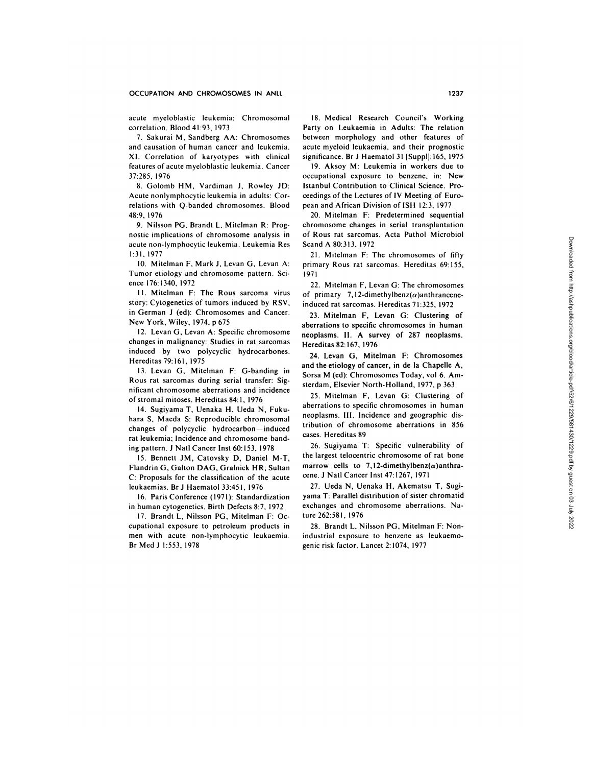acute myeloblastic leukemia: Chromosomal correlation. Blood 41:93, 1973

7. Sakurai M, Sandberg AA: Chromosomes and causation of human cancer and leukemia. XI. Correlation of karyotypes with clinical features of acute myeloblastic leukemia. Cancer 37:285, 1976

8. Golomb HM, Vardiman J, Rowley JD: Acute nonlymphocytic leukemia in adults: Correlations with Q-banded chromosomes. Blood 48:9, 1976

9. Nilsson PG, Brandt L, Mitelman R: Prognostic implications of chromosome analysis in acute non-lymphocytic leukemia. Leukemia Res 1:31, 1977

10. Mitelman F, Mark J, Levan G, Levan A: Tumor etiology and chromosome pattern. Science 176:1340, 1972

11. Mitelman F: The Rous sarcoma virus story: Cytogenetics of tumors induced by RSV, in German J (ed): Chromosomes and Cancer. New York, Wiley, 1974, p 675

12. Levan G, Levan A: Specific chromosome changes in malignancy: Studies in rat sarcomas induced by two polycyclic hydrocarbones. Hereditas 79:161, 1975

13. Levan G, Mitelman F: G-banding in Rous rat sarcomas during serial transfer: Significant chromosome aberrations and incidence of stromal mitoses. Hereditas 84:1, 1976

14. Sugiyama T, Uenaka H, Ueda N, Fukuhara S, Maeda S: Reproducible chromosomal changes of polycyclic hydrocarbon—induced rat leukemia; Incidence and chromosome banding pattern. J Natl Cancer Inst 60:153, 1978

15. Bennett JM, Catovsky D, Daniel M-T, Flandrin G, Galton DAG, Gralnick HR, Sultan C: Proposals for the classification of the acute leukaemias. Br J Haematol 33:451, 1976

16. Paris Conference (1971): Standardization in human cytogenetics. Birth Defects 8:7, 1972

17. Brandt L, Nilsson PG, Mitelman F: Occupational exposure to petroleum products in men with acute non-lymphocytic leukaemia. Br Med J 1:553, 1978

18. Medical Research Council's Working Party on Leukaemia in Adults: The relation between morphology and other features of acute myeloid leukaemia, and their prognostic significance. Br J Haematol 31 [Suppl]:165, 1975

19. Aksoy M: Leukemia in workers due to occupational exposure to benzene, in: New Istanbul Contribution to Clinical Science. Proceedings of the Lectures of IV Meeting of European and African Division of ISH 12:3, 1977

20. Mitelman F: Predetermined sequential chromosome changes in serial transplantation of Rous rat sarcomas. Acta Pathol Microbiol Scand A 80:313, 1972

21. Mitelman F: The chromosomes of fifty primary Rous rat sarcomas. Hereditas 69:155, 1971

22. Mitelman F, Levan G: The chromosomes of primary 7,12-dimethylbenz($\alpha$)anthrancene-induced rat sarcomas. Hereditas 71:325, 1972

23. Mitelman F, Levan G: Clustering of aberrations to specific chromosomes in human neoplasms. II. A survey of 287 neoplasms. Hereditas 82:167, 1976

24. Levan G, Mitelman F: Chromosomes and the etiology of cancer, in de la Chapelle A, Sorsa M (ed): Chromosomes Today, vol 6. Amsterdam, Elsevier North-Holland, 1977, p 363

25. Mitelman F, Levan G: Clustering of aberrations to specific chromosomes in human neoplasms. III. Incidence and geographic distribution of chromosome aberrations in 856 cases. Hereditas 89

26. Sugiyama T: Specific vulnerability of the largest telocentric chromosome of rat bone marrow cells to 7,12-dimethylbenz($\alpha$)anthracene. J Natl Cancer Inst 47:1267, 1971

27. Ueda N, Uenaka H, Akematsu T, Sugiyama T: Parallel distribution of sister chromatid exchanges and chromosome aberrations. Nature 262:581, 1976

28. Brandt L, Nilsson PG, Mitelman F: Non-industrial exposure to benzene as leukaemogenic risk factor. Lancet 2:1074, 1977